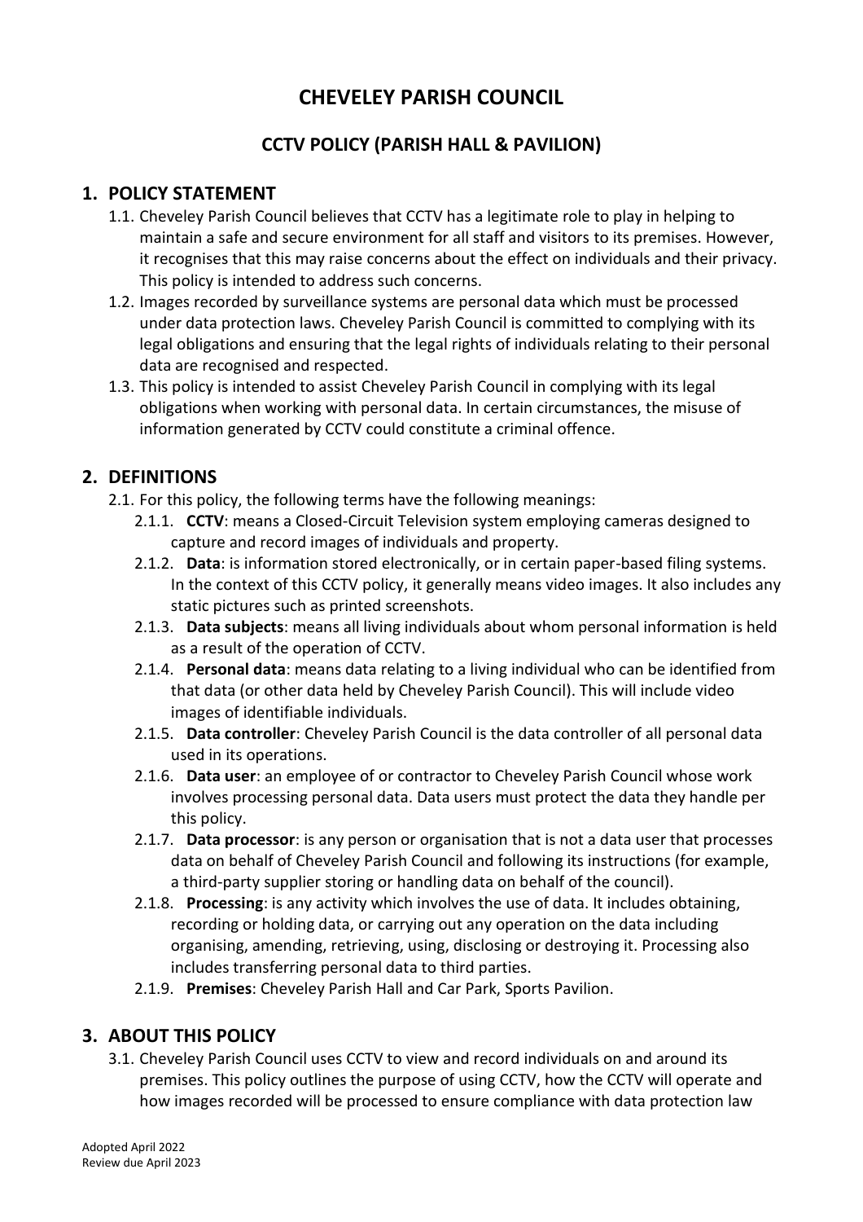# CHEVELEY PARISH COUNCIL

## CCTV POLICY (PARISH HALL & PAVILION)

## 1. POLICY STATEMENT

1.1. Cheveley Parish Council believes that CCTV has a legitimate role to play in helping to maintain a safe and secure environment for all staff and visitors to its premises. However, it recognises that this may raise concerns about the effect on individuals and their privacy. This policy is intended to address such concerns.

1.2. Images recorded by surveillance systems are personal data which must be processed under data protection laws. Cheveley Parish Council is committed to complying with its legal obligations and ensuring that the legal rights of individuals relating to their personal data are recognised and respected.

1.3. This policy is intended to assist Cheveley Parish Council in complying with its legal obligations when working with personal data. In certain circumstances, the misuse of information generated by CCTV could constitute a criminal offence.

## 2. DEFINITIONS

2.1. For this policy, the following terms have the following meanings:

2.1.1. **CCTV**: means a Closed-Circuit Television system employing cameras designed to capture and record images of individuals and property.

2.1.2. **Data**: is information stored electronically, or in certain paper-based filing systems. In the context of this CCTV policy, it generally means video images. It also includes any static pictures such as printed screenshots.

2.1.3. **Data subjects**: means all living individuals about whom personal information is held as a result of the operation of CCTV.

2.1.4. **Personal data**: means data relating to a living individual who can be identified from that data (or other data held by Cheveley Parish Council). This will include video images of identifiable individuals.

2.1.5. **Data controller**: Cheveley Parish Council is the data controller of all personal data used in its operations.

2.1.6. **Data user**: an employee of or contractor to Cheveley Parish Council whose work involves processing personal data. Data users must protect the data they handle per this policy.

2.1.7. **Data processor**: is any person or organisation that is not a data user that processes data on behalf of Cheveley Parish Council and following its instructions (for example, a third-party supplier storing or handling data on behalf of the council).

2.1.8. **Processing**: is any activity which involves the use of data. It includes obtaining, recording or holding data, or carrying out any operation on the data including organising, amending, retrieving, using, disclosing or destroying it. Processing also includes transferring personal data to third parties.

2.1.9. **Premises**: Cheveley Parish Hall and Car Park, Sports Pavilion.

## 3. ABOUT THIS POLICY

3.1. Cheveley Parish Council uses CCTV to view and record individuals on and around its premises. This policy outlines the purpose of using CCTV, how the CCTV will operate and how images recorded will be processed to ensure compliance with data protection law

Adopted April 2022
Review due April 2023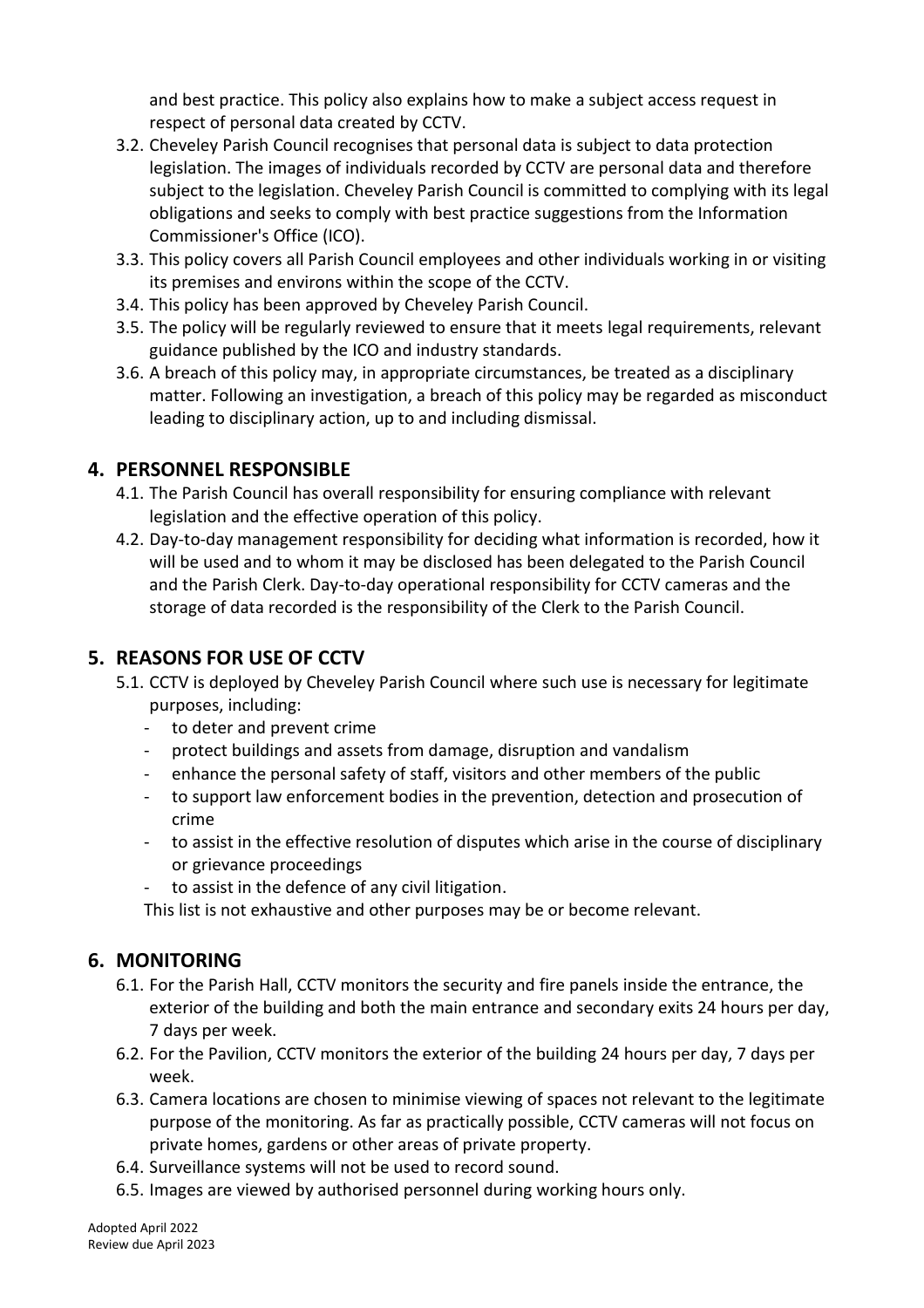and best practice. This policy also explains how to make a subject access request in respect of personal data created by CCTV.

3.2. Cheveley Parish Council recognises that personal data is subject to data protection legislation. The images of individuals recorded by CCTV are personal data and therefore subject to the legislation. Cheveley Parish Council is committed to complying with its legal obligations and seeks to comply with best practice suggestions from the Information Commissioner's Office (ICO).

3.3. This policy covers all Parish Council employees and other individuals working in or visiting its premises and environs within the scope of the CCTV.

3.4. This policy has been approved by Cheveley Parish Council.

3.5. The policy will be regularly reviewed to ensure that it meets legal requirements, relevant guidance published by the ICO and industry standards.

3.6. A breach of this policy may, in appropriate circumstances, be treated as a disciplinary matter. Following an investigation, a breach of this policy may be regarded as misconduct leading to disciplinary action, up to and including dismissal.

## 4. PERSONNEL RESPONSIBLE

4.1. The Parish Council has overall responsibility for ensuring compliance with relevant legislation and the effective operation of this policy.

4.2. Day-to-day management responsibility for deciding what information is recorded, how it will be used and to whom it may be disclosed has been delegated to the Parish Council and the Parish Clerk. Day-to-day operational responsibility for CCTV cameras and the storage of data recorded is the responsibility of the Clerk to the Parish Council.

## 5. REASONS FOR USE OF CCTV

5.1. CCTV is deployed by Cheveley Parish Council where such use is necessary for legitimate purposes, including:

- to deter and prevent crime
- protect buildings and assets from damage, disruption and vandalism
- enhance the personal safety of staff, visitors and other members of the public
- to support law enforcement bodies in the prevention, detection and prosecution of crime
- to assist in the effective resolution of disputes which arise in the course of disciplinary or grievance proceedings
- to assist in the defence of any civil litigation.

This list is not exhaustive and other purposes may be or become relevant.

## 6. MONITORING

6.1. For the Parish Hall, CCTV monitors the security and fire panels inside the entrance, the exterior of the building and both the main entrance and secondary exits 24 hours per day, 7 days per week.

6.2. For the Pavilion, CCTV monitors the exterior of the building 24 hours per day, 7 days per week.

6.3. Camera locations are chosen to minimise viewing of spaces not relevant to the legitimate purpose of the monitoring. As far as practically possible, CCTV cameras will not focus on private homes, gardens or other areas of private property.

6.4. Surveillance systems will not be used to record sound.

6.5. Images are viewed by authorised personnel during working hours only.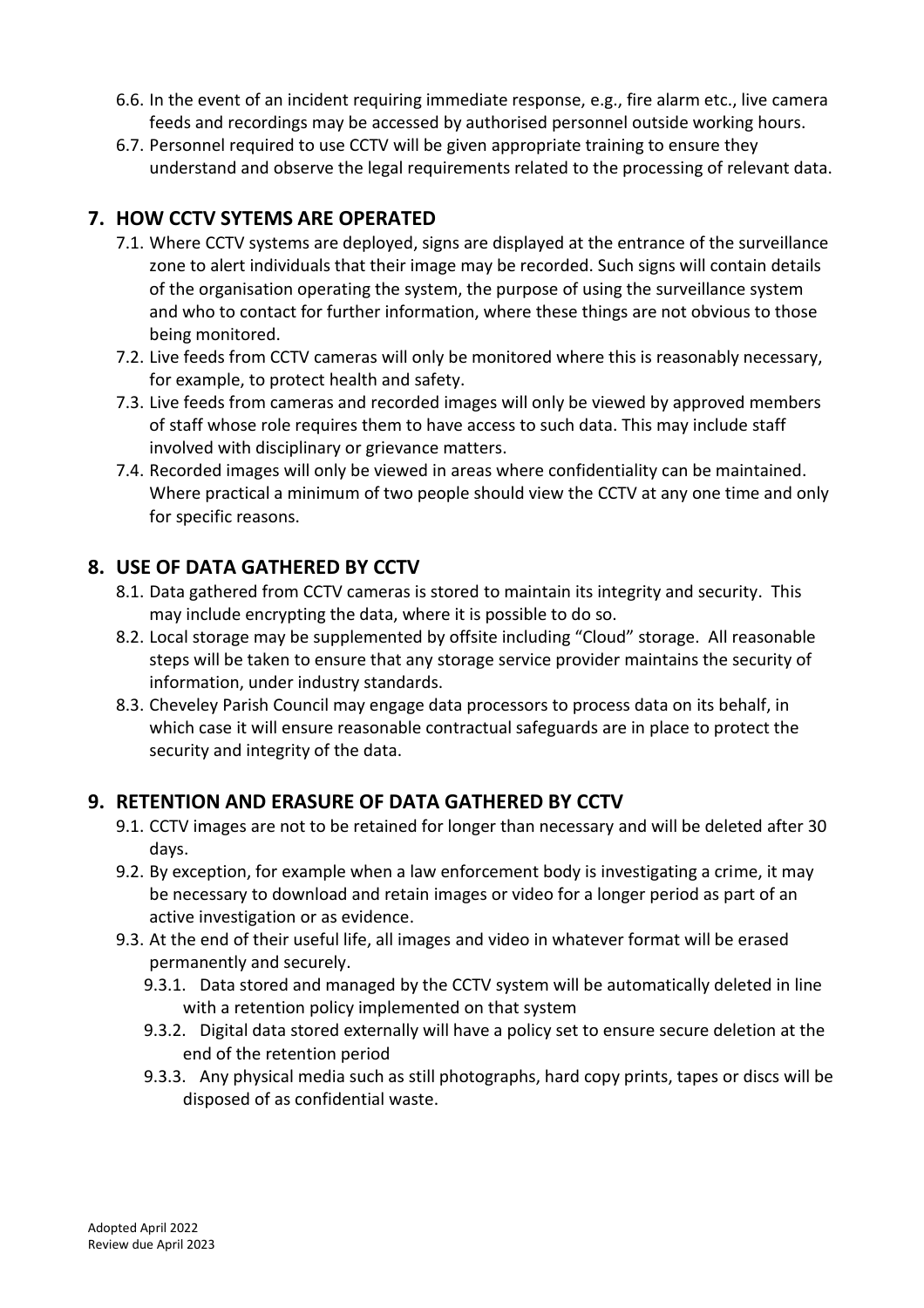6.6. In the event of an incident requiring immediate response, e.g., fire alarm etc., live camera feeds and recordings may be accessed by authorised personnel outside working hours.

6.7. Personnel required to use CCTV will be given appropriate training to ensure they understand and observe the legal requirements related to the processing of relevant data.

## 7. HOW CCTV SYTEMS ARE OPERATED

7.1. Where CCTV systems are deployed, signs are displayed at the entrance of the surveillance zone to alert individuals that their image may be recorded. Such signs will contain details of the organisation operating the system, the purpose of using the surveillance system and who to contact for further information, where these things are not obvious to those being monitored.

7.2. Live feeds from CCTV cameras will only be monitored where this is reasonably necessary, for example, to protect health and safety.

7.3. Live feeds from cameras and recorded images will only be viewed by approved members of staff whose role requires them to have access to such data. This may include staff involved with disciplinary or grievance matters.

7.4. Recorded images will only be viewed in areas where confidentiality can be maintained. Where practical a minimum of two people should view the CCTV at any one time and only for specific reasons.

## 8. USE OF DATA GATHERED BY CCTV

8.1. Data gathered from CCTV cameras is stored to maintain its integrity and security. This may include encrypting the data, where it is possible to do so.

8.2. Local storage may be supplemented by offsite including "Cloud" storage. All reasonable steps will be taken to ensure that any storage service provider maintains the security of information, under industry standards.

8.3. Cheveley Parish Council may engage data processors to process data on its behalf, in which case it will ensure reasonable contractual safeguards are in place to protect the security and integrity of the data.

## 9. RETENTION AND ERASURE OF DATA GATHERED BY CCTV

9.1. CCTV images are not to be retained for longer than necessary and will be deleted after 30 days.

9.2. By exception, for example when a law enforcement body is investigating a crime, it may be necessary to download and retain images or video for a longer period as part of an active investigation or as evidence.

9.3. At the end of their useful life, all images and video in whatever format will be erased permanently and securely.

- 9.3.1. Data stored and managed by the CCTV system will be automatically deleted in line with a retention policy implemented on that system
- 9.3.2. Digital data stored externally will have a policy set to ensure secure deletion at the end of the retention period
- 9.3.3. Any physical media such as still photographs, hard copy prints, tapes or discs will be disposed of as confidential waste.

Adopted April 2022
Review due April 2023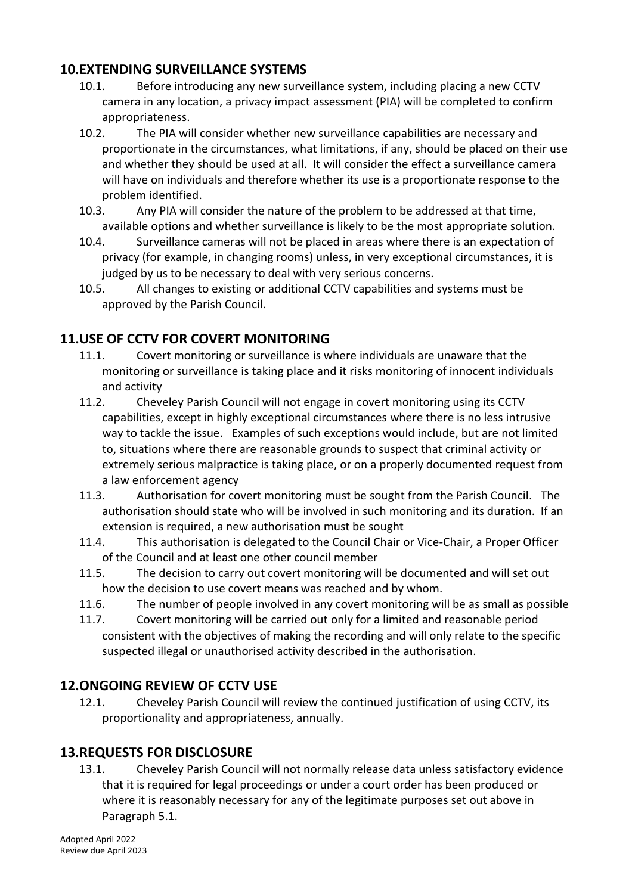## 10. EXTENDING SURVEILLANCE SYSTEMS

10.1. Before introducing any new surveillance system, including placing a new CCTV camera in any location, a privacy impact assessment (PIA) will be completed to confirm appropriateness.

10.2. The PIA will consider whether new surveillance capabilities are necessary and proportionate in the circumstances, what limitations, if any, should be placed on their use and whether they should be used at all. It will consider the effect a surveillance camera will have on individuals and therefore whether its use is a proportionate response to the problem identified.

10.3. Any PIA will consider the nature of the problem to be addressed at that time, available options and whether surveillance is likely to be the most appropriate solution.

10.4. Surveillance cameras will not be placed in areas where there is an expectation of privacy (for example, in changing rooms) unless, in very exceptional circumstances, it is judged by us to be necessary to deal with very serious concerns.

10.5. All changes to existing or additional CCTV capabilities and systems must be approved by the Parish Council.

## 11. USE OF CCTV FOR COVERT MONITORING

11.1. Covert monitoring or surveillance is where individuals are unaware that the monitoring or surveillance is taking place and it risks monitoring of innocent individuals and activity

11.2. Cheveley Parish Council will not engage in covert monitoring using its CCTV capabilities, except in highly exceptional circumstances where there is no less intrusive way to tackle the issue. Examples of such exceptions would include, but are not limited to, situations where there are reasonable grounds to suspect that criminal activity or extremely serious malpractice is taking place, or on a properly documented request from a law enforcement agency

11.3. Authorisation for covert monitoring must be sought from the Parish Council. The authorisation should state who will be involved in such monitoring and its duration. If an extension is required, a new authorisation must be sought

11.4. This authorisation is delegated to the Council Chair or Vice-Chair, a Proper Officer of the Council and at least one other council member

11.5. The decision to carry out covert monitoring will be documented and will set out how the decision to use covert means was reached and by whom.

11.6. The number of people involved in any covert monitoring will be as small as possible

11.7. Covert monitoring will be carried out only for a limited and reasonable period consistent with the objectives of making the recording and will only relate to the specific suspected illegal or unauthorised activity described in the authorisation.

## 12. ONGOING REVIEW OF CCTV USE

12.1. Cheveley Parish Council will review the continued justification of using CCTV, its proportionality and appropriateness, annually.

## 13. REQUESTS FOR DISCLOSURE

13.1. Cheveley Parish Council will not normally release data unless satisfactory evidence that it is required for legal proceedings or under a court order has been produced or where it is reasonably necessary for any of the legitimate purposes set out above in Paragraph 5.1.

Adopted April 2022
Review due April 2023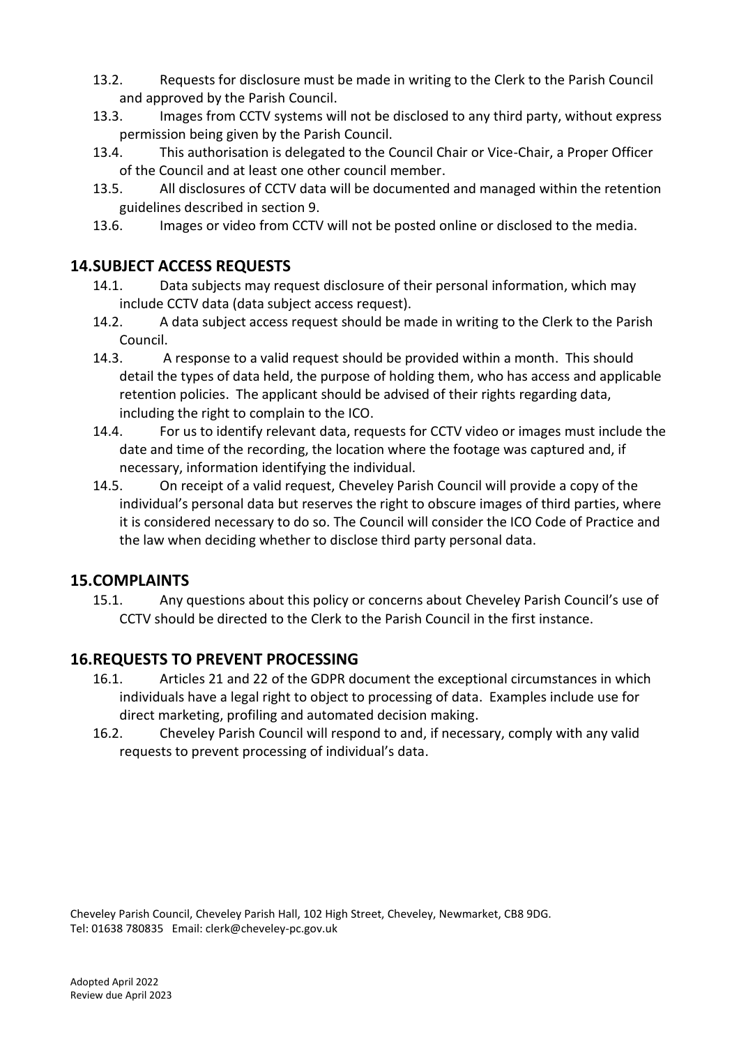13.2. Requests for disclosure must be made in writing to the Clerk to the Parish Council and approved by the Parish Council.

13.3. Images from CCTV systems will not be disclosed to any third party, without express permission being given by the Parish Council.

13.4. This authorisation is delegated to the Council Chair or Vice-Chair, a Proper Officer of the Council and at least one other council member.

13.5. All disclosures of CCTV data will be documented and managed within the retention guidelines described in section 9.

13.6. Images or video from CCTV will not be posted online or disclosed to the media.

## 14. SUBJECT ACCESS REQUESTS

14.1. Data subjects may request disclosure of their personal information, which may include CCTV data (data subject access request).

14.2. A data subject access request should be made in writing to the Clerk to the Parish Council.

14.3. A response to a valid request should be provided within a month. This should detail the types of data held, the purpose of holding them, who has access and applicable retention policies. The applicant should be advised of their rights regarding data, including the right to complain to the ICO.

14.4. For us to identify relevant data, requests for CCTV video or images must include the date and time of the recording, the location where the footage was captured and, if necessary, information identifying the individual.

14.5. On receipt of a valid request, Cheveley Parish Council will provide a copy of the individual's personal data but reserves the right to obscure images of third parties, where it is considered necessary to do so. The Council will consider the ICO Code of Practice and the law when deciding whether to disclose third party personal data.

## 15. COMPLAINTS

15.1. Any questions about this policy or concerns about Cheveley Parish Council's use of CCTV should be directed to the Clerk to the Parish Council in the first instance.

## 16. REQUESTS TO PREVENT PROCESSING

16.1. Articles 21 and 22 of the GDPR document the exceptional circumstances in which individuals have a legal right to object to processing of data. Examples include use for direct marketing, profiling and automated decision making.

16.2. Cheveley Parish Council will respond to and, if necessary, comply with any valid requests to prevent processing of individual's data.